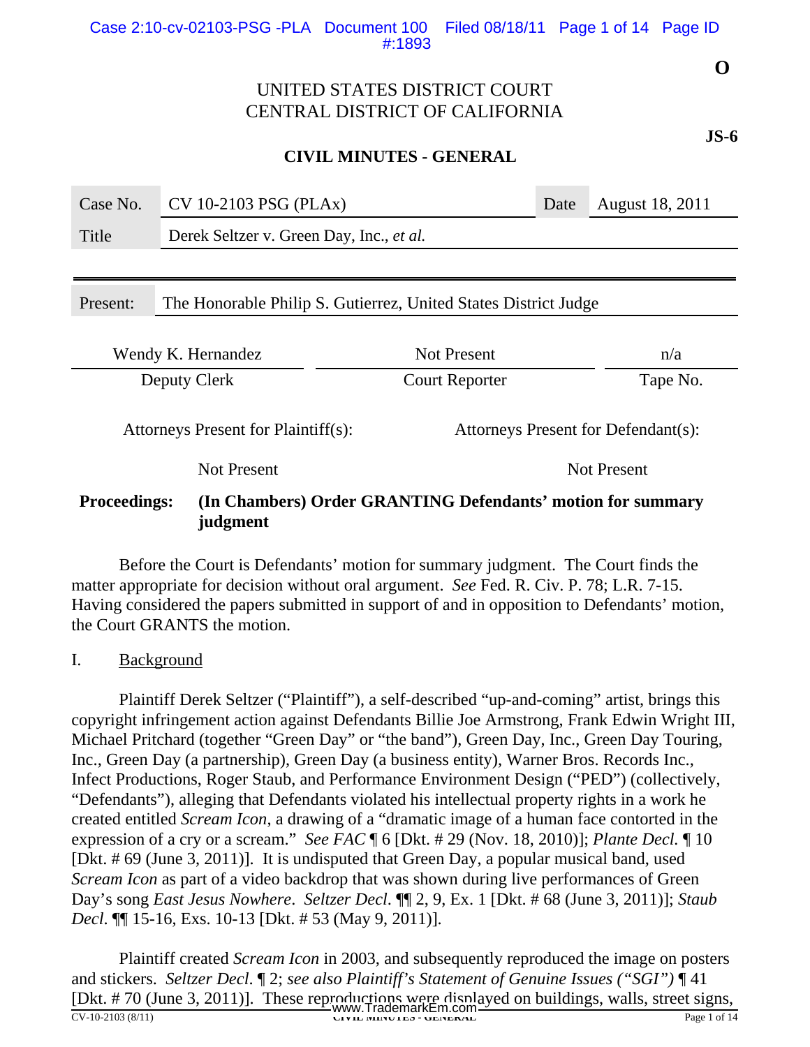**O**

UNITED STATES DISTRICT COURT
CENTRAL DISTRICT OF CALIFORNIA

**JS-6**

## CIVIL MINUTES - GENERAL

| Case No. | CV 10-2103 PSG (PLAx) | Date | August 18, 2011 |
|---|---|---|---|
| Title | Derek Seltzer v. Green Day, Inc., *et al.* | | |

| Present: | The Honorable Philip S. Gutierrez, United States District Judge |
|---|---|

| Wendy K. Hernandez | Not Present | n/a |
|---|---|---|
| Deputy Clerk | Court Reporter | Tape No. |

| Attorneys Present for Plaintiff(s): | Attorneys Present for Defendant(s): |
|---|---|
| Not Present | Not Present |

**Proceedings:** **(In Chambers) Order GRANTING Defendants' motion for summary judgment**

Before the Court is Defendants' motion for summary judgment. The Court finds the matter appropriate for decision without oral argument. *See* Fed. R. Civ. P. 78; L.R. 7-15. Having considered the papers submitted in support of and in opposition to Defendants' motion, the Court GRANTS the motion.

I. Background

Plaintiff Derek Seltzer ("Plaintiff"), a self-described "up-and-coming" artist, brings this copyright infringement action against Defendants Billie Joe Armstrong, Frank Edwin Wright III, Michael Pritchard (together "Green Day" or "the band"), Green Day, Inc., Green Day Touring, Inc., Green Day (a partnership), Green Day (a business entity), Warner Bros. Records Inc., Infect Productions, Roger Staub, and Performance Environment Design ("PED") (collectively, "Defendants"), alleging that Defendants violated his intellectual property rights in a work he created entitled *Scream Icon*, a drawing of a "dramatic image of a human face contorted in the expression of a cry or a scream." *See FAC* ¶ 6 [Dkt. # 29 (Nov. 18, 2010)]; *Plante Decl.* ¶ 10 [Dkt. # 69 (June 3, 2011)]. It is undisputed that Green Day, a popular musical band, used *Scream Icon* as part of a video backdrop that was shown during live performances of Green Day's song *East Jesus Nowhere*. *Seltzer Decl.* ¶¶ 2, 9, Ex. 1 [Dkt. # 68 (June 3, 2011)]; *Staub Decl.* ¶¶ 15-16, Exs. 10-13 [Dkt. # 53 (May 9, 2011)].

Plaintiff created *Scream Icon* in 2003, and subsequently reproduced the image on posters and stickers. *Seltzer Decl.* ¶ 2; *see also Plaintiff's Statement of Genuine Issues ("SGI")* ¶ 41 [Dkt. # 70 (June 3, 2011)]. These reproductions were displayed on buildings, walls, street signs,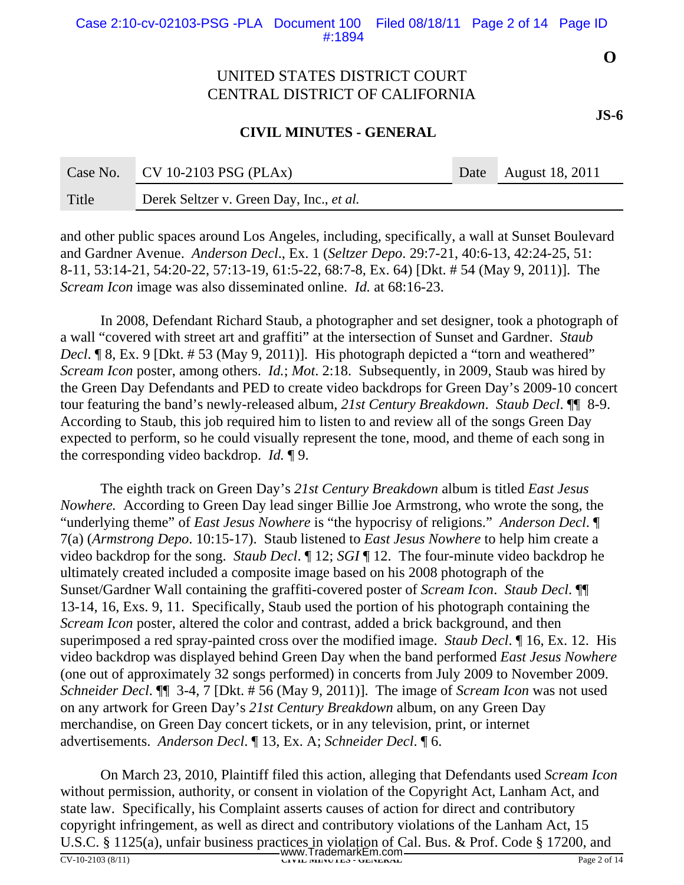and other public spaces around Los Angeles, including, specifically, a wall at Sunset Boulevard and Gardner Avenue. *Anderson Decl*., Ex. 1 (*Seltzer Depo*. 29:7-21, 40:6-13, 42:24-25, 51: 8-11, 53:14-21, 54:20-22, 57:13-19, 61:5-22, 68:7-8, Ex. 64) [Dkt. # 54 (May 9, 2011)]. The *Scream Icon* image was also disseminated online. *Id.* at 68:16-23.

In 2008, Defendant Richard Staub, a photographer and set designer, took a photograph of a wall "covered with street art and graffiti" at the intersection of Sunset and Gardner. *Staub Decl*. ¶ 8, Ex. 9 [Dkt. # 53 (May 9, 2011)]. His photograph depicted a "torn and weathered" *Scream Icon* poster, among others. *Id.*; *Mot*. 2:18. Subsequently, in 2009, Staub was hired by the Green Day Defendants and PED to create video backdrops for Green Day's 2009-10 concert tour featuring the band's newly-released album, *21st Century Breakdown*. *Staub Decl*. ¶¶ 8-9. According to Staub, this job required him to listen to and review all of the songs Green Day expected to perform, so he could visually represent the tone, mood, and theme of each song in the corresponding video backdrop. *Id.* ¶ 9.

The eighth track on Green Day's *21st Century Breakdown* album is titled *East Jesus Nowhere.* According to Green Day lead singer Billie Joe Armstrong, who wrote the song, the "underlying theme" of *East Jesus Nowhere* is "the hypocrisy of religions." *Anderson Decl*. ¶ 7(a) (*Armstrong Depo*. 10:15-17). Staub listened to *East Jesus Nowhere* to help him create a video backdrop for the song. *Staub Decl*. ¶ 12; *SGI* ¶ 12. The four-minute video backdrop he ultimately created included a composite image based on his 2008 photograph of the Sunset/Gardner Wall containing the graffiti-covered poster of *Scream Icon*. *Staub Decl*. ¶¶ 13-14, 16, Exs. 9, 11. Specifically, Staub used the portion of his photograph containing the *Scream Icon* poster, altered the color and contrast, added a brick background, and then superimposed a red spray-painted cross over the modified image. *Staub Decl*. ¶ 16, Ex. 12. His video backdrop was displayed behind Green Day when the band performed *East Jesus Nowhere* (one out of approximately 32 songs performed) in concerts from July 2009 to November 2009. *Schneider Decl*. ¶¶ 3-4, 7 [Dkt. # 56 (May 9, 2011)]. The image of *Scream Icon* was not used on any artwork for Green Day's *21st Century Breakdown* album, on any Green Day merchandise, on Green Day concert tickets, or in any television, print, or internet advertisements. *Anderson Decl*. ¶ 13, Ex. A; *Schneider Decl*. ¶ 6.

On March 23, 2010, Plaintiff filed this action, alleging that Defendants used *Scream Icon* without permission, authority, or consent in violation of the Copyright Act, Lanham Act, and state law. Specifically, his Complaint asserts causes of action for direct and contributory copyright infringement, as well as direct and contributory violations of the Lanham Act, 15 U.S.C. § 1125(a), unfair business practices in violation of Cal. Bus. & Prof. Code § 17200, and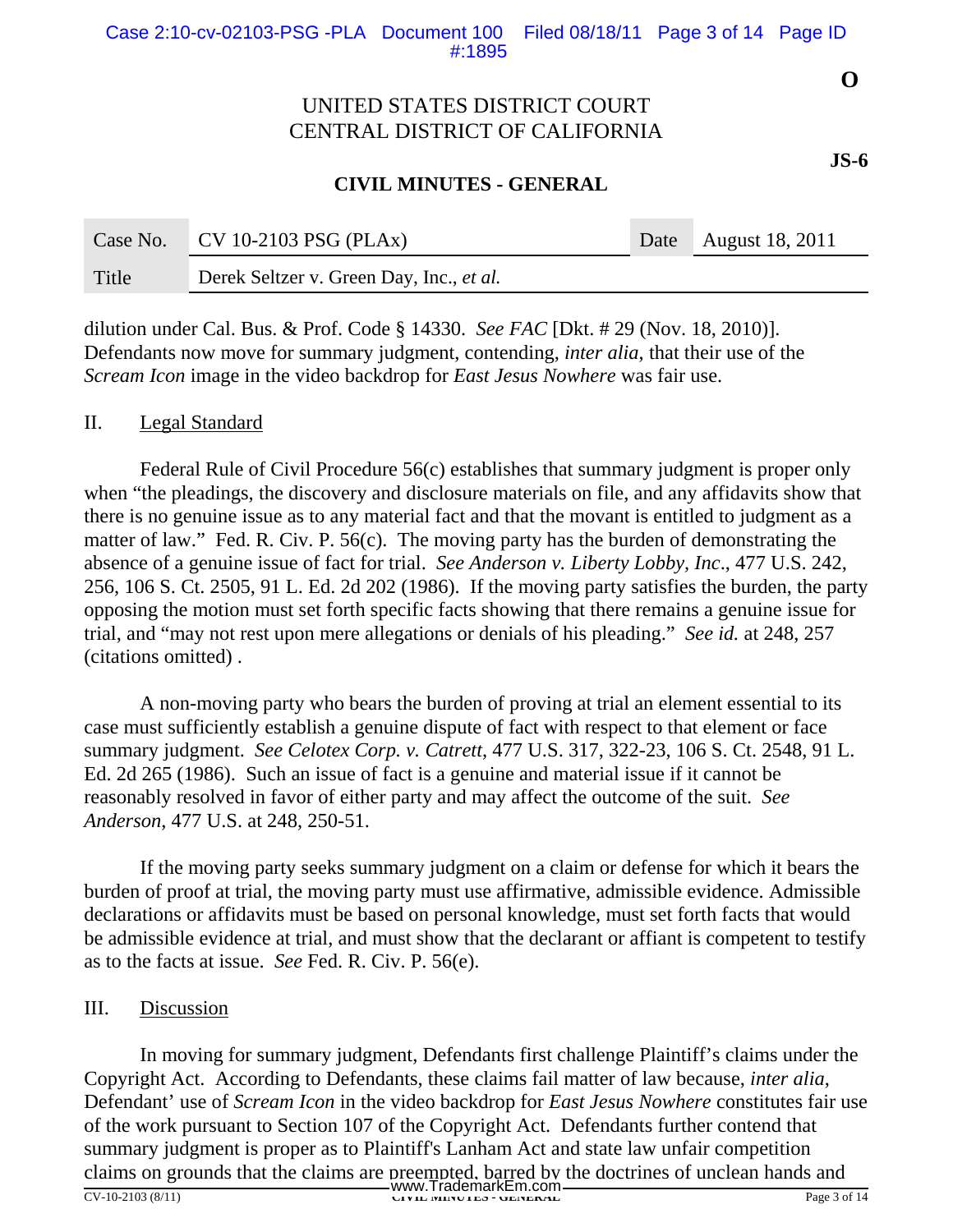dilution under Cal. Bus. & Prof. Code § 14330. *See FAC* [Dkt. # 29 (Nov. 18, 2010)]. Defendants now move for summary judgment, contending, *inter alia*, that their use of the *Scream Icon* image in the video backdrop for *East Jesus Nowhere* was fair use.

## II. Legal Standard

Federal Rule of Civil Procedure 56(c) establishes that summary judgment is proper only when "the pleadings, the discovery and disclosure materials on file, and any affidavits show that there is no genuine issue as to any material fact and that the movant is entitled to judgment as a matter of law." Fed. R. Civ. P. 56(c). The moving party has the burden of demonstrating the absence of a genuine issue of fact for trial. *See Anderson v. Liberty Lobby, Inc*., 477 U.S. 242, 256, 106 S. Ct. 2505, 91 L. Ed. 2d 202 (1986). If the moving party satisfies the burden, the party opposing the motion must set forth specific facts showing that there remains a genuine issue for trial, and "may not rest upon mere allegations or denials of his pleading." *See id.* at 248, 257 (citations omitted) .

A non-moving party who bears the burden of proving at trial an element essential to its case must sufficiently establish a genuine dispute of fact with respect to that element or face summary judgment. *See Celotex Corp. v. Catrett*, 477 U.S. 317, 322-23, 106 S. Ct. 2548, 91 L. Ed. 2d 265 (1986). Such an issue of fact is a genuine and material issue if it cannot be reasonably resolved in favor of either party and may affect the outcome of the suit. *See Anderson*, 477 U.S. at 248, 250-51.

If the moving party seeks summary judgment on a claim or defense for which it bears the burden of proof at trial, the moving party must use affirmative, admissible evidence. Admissible declarations or affidavits must be based on personal knowledge, must set forth facts that would be admissible evidence at trial, and must show that the declarant or affiant is competent to testify as to the facts at issue. *See* Fed. R. Civ. P. 56(e).

## III. Discussion

In moving for summary judgment, Defendants first challenge Plaintiff's claims under the Copyright Act. According to Defendants, these claims fail matter of law because, *inter alia*, Defendant' use of *Scream Icon* in the video backdrop for *East Jesus Nowhere* constitutes fair use of the work pursuant to Section 107 of the Copyright Act. Defendants further contend that summary judgment is proper as to Plaintiff's Lanham Act and state law unfair competition claims on grounds that the claims are preempted, barred by the doctrines of unclean hands and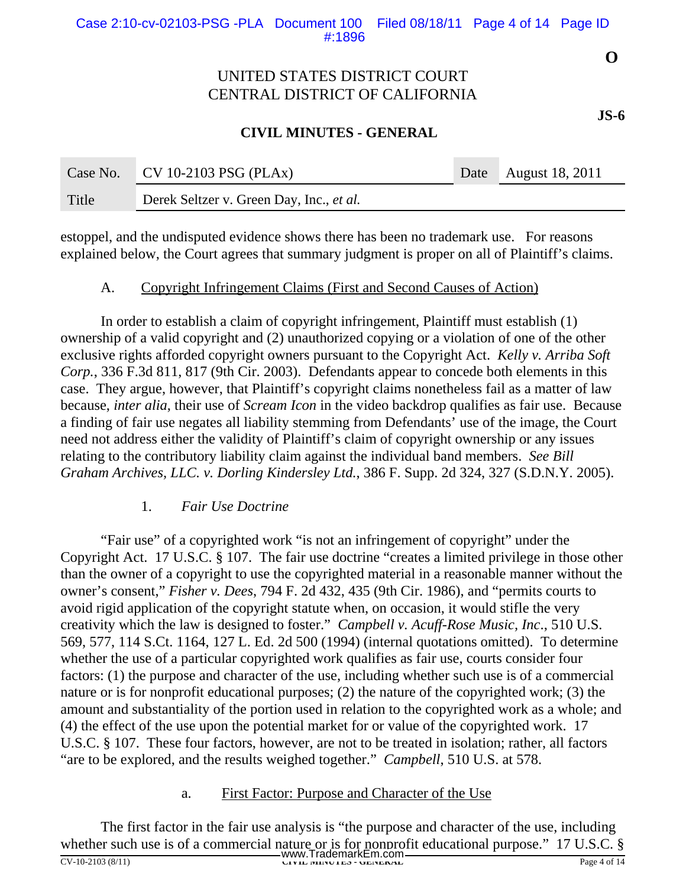estoppel, and the undisputed evidence shows there has been no trademark use. For reasons explained below, the Court agrees that summary judgment is proper on all of Plaintiff's claims.

### A. Copyright Infringement Claims (First and Second Causes of Action)

In order to establish a claim of copyright infringement, Plaintiff must establish (1) ownership of a valid copyright and (2) unauthorized copying or a violation of one of the other exclusive rights afforded copyright owners pursuant to the Copyright Act. *Kelly v. Arriba Soft Corp.*, 336 F.3d 811, 817 (9th Cir. 2003). Defendants appear to concede both elements in this case. They argue, however, that Plaintiff's copyright claims nonetheless fail as a matter of law because, *inter alia*, their use of *Scream Icon* in the video backdrop qualifies as fair use. Because a finding of fair use negates all liability stemming from Defendants' use of the image, the Court need not address either the validity of Plaintiff's claim of copyright ownership or any issues relating to the contributory liability claim against the individual band members. *See Bill Graham Archives, LLC. v. Dorling Kindersley Ltd.*, 386 F. Supp. 2d 324, 327 (S.D.N.Y. 2005).

#### 1. *Fair Use Doctrine*

"Fair use" of a copyrighted work "is not an infringement of copyright" under the Copyright Act. 17 U.S.C. § 107. The fair use doctrine "creates a limited privilege in those other than the owner of a copyright to use the copyrighted material in a reasonable manner without the owner's consent," *Fisher v. Dees*, 794 F. 2d 432, 435 (9th Cir. 1986), and "permits courts to avoid rigid application of the copyright statute when, on occasion, it would stifle the very creativity which the law is designed to foster." *Campbell v. Acuff-Rose Music, Inc*., 510 U.S. 569, 577, 114 S.Ct. 1164, 127 L. Ed. 2d 500 (1994) (internal quotations omitted). To determine whether the use of a particular copyrighted work qualifies as fair use, courts consider four factors: (1) the purpose and character of the use, including whether such use is of a commercial nature or is for nonprofit educational purposes; (2) the nature of the copyrighted work; (3) the amount and substantiality of the portion used in relation to the copyrighted work as a whole; and (4) the effect of the use upon the potential market for or value of the copyrighted work. 17 U.S.C. § 107. These four factors, however, are not to be treated in isolation; rather, all factors "are to be explored, and the results weighed together." *Campbell*, 510 U.S. at 578.

##### a. First Factor: Purpose and Character of the Use

The first factor in the fair use analysis is "the purpose and character of the use, including whether such use is of a commercial nature or is for nonprofit educational purpose." 17 U.S.C. §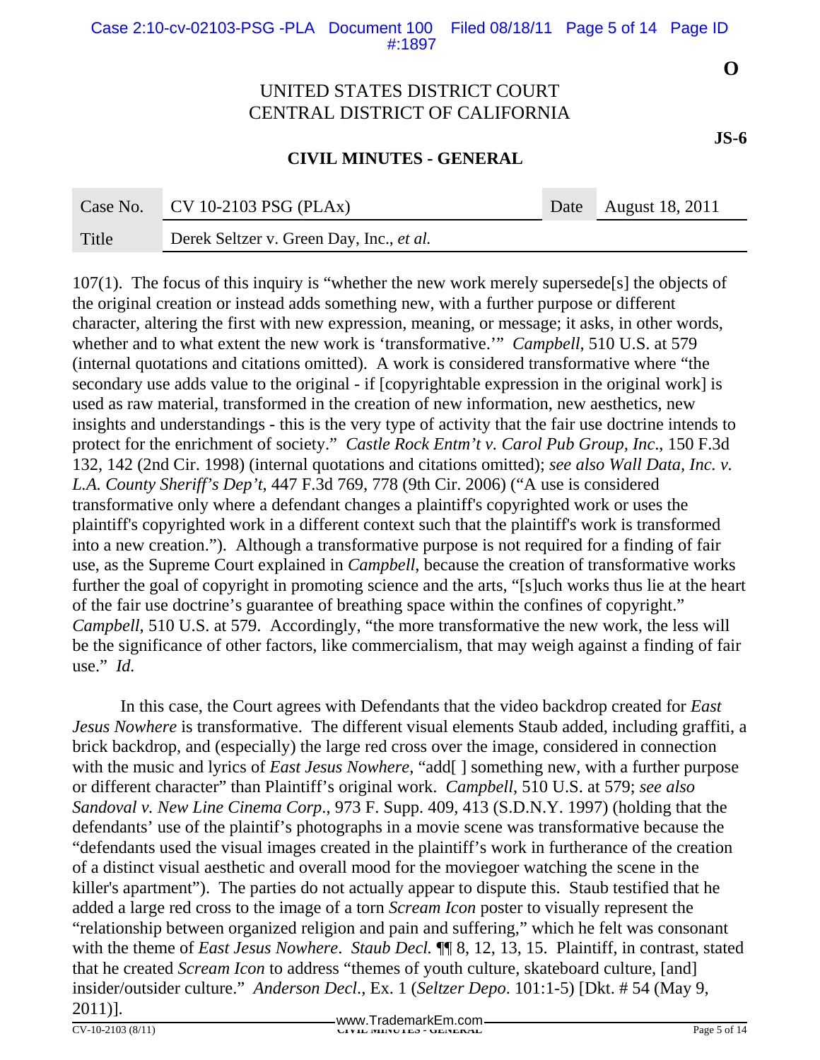107(1). The focus of this inquiry is "whether the new work merely supersede[s] the objects of the original creation or instead adds something new, with a further purpose or different character, altering the first with new expression, meaning, or message; it asks, in other words, whether and to what extent the new work is 'transformative.'" *Campbell*, 510 U.S. at 579 (internal quotations and citations omitted). A work is considered transformative where "the secondary use adds value to the original - if [copyrightable expression in the original work] is used as raw material, transformed in the creation of new information, new aesthetics, new insights and understandings - this is the very type of activity that the fair use doctrine intends to protect for the enrichment of society." *Castle Rock Entm't v. Carol Pub Group, Inc*., 150 F.3d 132, 142 (2nd Cir. 1998) (internal quotations and citations omitted); *see also Wall Data, Inc. v. L.A. County Sheriff's Dep't*, 447 F.3d 769, 778 (9th Cir. 2006) ("A use is considered transformative only where a defendant changes a plaintiff's copyrighted work or uses the plaintiff's copyrighted work in a different context such that the plaintiff's work is transformed into a new creation."). Although a transformative purpose is not required for a finding of fair use, as the Supreme Court explained in *Campbell*, because the creation of transformative works further the goal of copyright in promoting science and the arts, "[s]uch works thus lie at the heart of the fair use doctrine's guarantee of breathing space within the confines of copyright." *Campbell*, 510 U.S. at 579. Accordingly, "the more transformative the new work, the less will be the significance of other factors, like commercialism, that may weigh against a finding of fair use." *Id.*

In this case, the Court agrees with Defendants that the video backdrop created for *East Jesus Nowhere* is transformative. The different visual elements Staub added, including graffiti, a brick backdrop, and (especially) the large red cross over the image, considered in connection with the music and lyrics of *East Jesus Nowhere*, "add[ ] something new, with a further purpose or different character" than Plaintiff's original work. *Campbell*, 510 U.S. at 579; *see also Sandoval v. New Line Cinema Corp*., 973 F. Supp. 409, 413 (S.D.N.Y. 1997) (holding that the defendants' use of the plaintif's photographs in a movie scene was transformative because the "defendants used the visual images created in the plaintiff's work in furtherance of the creation of a distinct visual aesthetic and overall mood for the moviegoer watching the scene in the killer's apartment"). The parties do not actually appear to dispute this. Staub testified that he added a large red cross to the image of a torn *Scream Icon* poster to visually represent the "relationship between organized religion and pain and suffering," which he felt was consonant with the theme of *East Jesus Nowhere*. *Staub Decl.* ¶¶ 8, 12, 13, 15. Plaintiff, in contrast, stated that he created *Scream Icon* to address "themes of youth culture, skateboard culture, [and] insider/outsider culture." *Anderson Decl*., Ex. 1 (*Seltzer Depo*. 101:1-5) [Dkt. # 54 (May 9, 2011)].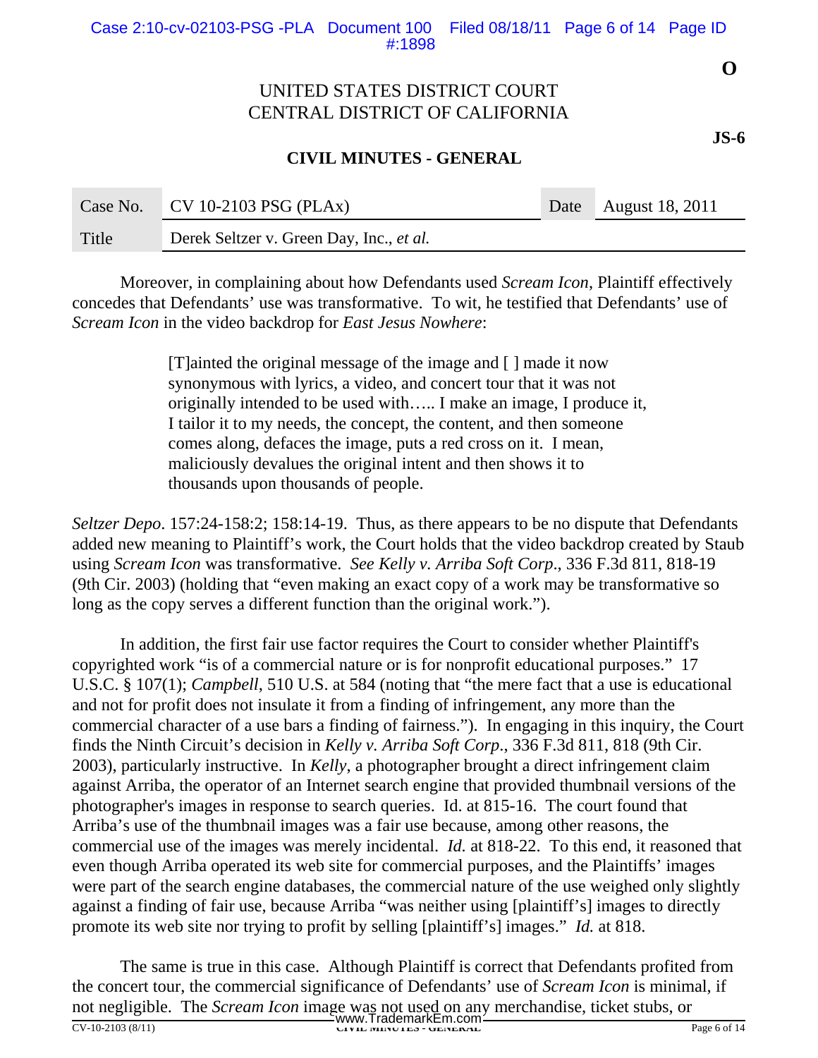Moreover, in complaining about how Defendants used *Scream Icon*, Plaintiff effectively concedes that Defendants' use was transformative. To wit, he testified that Defendants' use of *Scream Icon* in the video backdrop for *East Jesus Nowhere*:

> [T]ainted the original message of the image and [ ] made it now synonymous with lyrics, a video, and concert tour that it was not originally intended to be used with….. I make an image, I produce it, I tailor it to my needs, the concept, the content, and then someone comes along, defaces the image, puts a red cross on it. I mean, maliciously devalues the original intent and then shows it to thousands upon thousands of people.

*Seltzer Depo*. 157:24-158:2; 158:14-19. Thus, as there appears to be no dispute that Defendants added new meaning to Plaintiff's work, the Court holds that the video backdrop created by Staub using *Scream Icon* was transformative. *See Kelly v. Arriba Soft Corp*., 336 F.3d 811, 818-19 (9th Cir. 2003) (holding that "even making an exact copy of a work may be transformative so long as the copy serves a different function than the original work.").

In addition, the first fair use factor requires the Court to consider whether Plaintiff's copyrighted work "is of a commercial nature or is for nonprofit educational purposes." 17 U.S.C. § 107(1); *Campbell*, 510 U.S. at 584 (noting that "the mere fact that a use is educational and not for profit does not insulate it from a finding of infringement, any more than the commercial character of a use bars a finding of fairness."). In engaging in this inquiry, the Court finds the Ninth Circuit's decision in *Kelly v. Arriba Soft Corp*., 336 F.3d 811, 818 (9th Cir. 2003), particularly instructive. In *Kelly*, a photographer brought a direct infringement claim against Arriba, the operator of an Internet search engine that provided thumbnail versions of the photographer's images in response to search queries. Id. at 815-16. The court found that Arriba's use of the thumbnail images was a fair use because, among other reasons, the commercial use of the images was merely incidental. *Id.* at 818-22. To this end, it reasoned that even though Arriba operated its web site for commercial purposes, and the Plaintiffs' images were part of the search engine databases, the commercial nature of the use weighed only slightly against a finding of fair use, because Arriba "was neither using [plaintiff's] images to directly promote its web site nor trying to profit by selling [plaintiff's] images." *Id.* at 818.

The same is true in this case. Although Plaintiff is correct that Defendants profited from the concert tour, the commercial significance of Defendants' use of *Scream Icon* is minimal, if not negligible. The *Scream Icon* image was not used on any merchandise, ticket stubs, or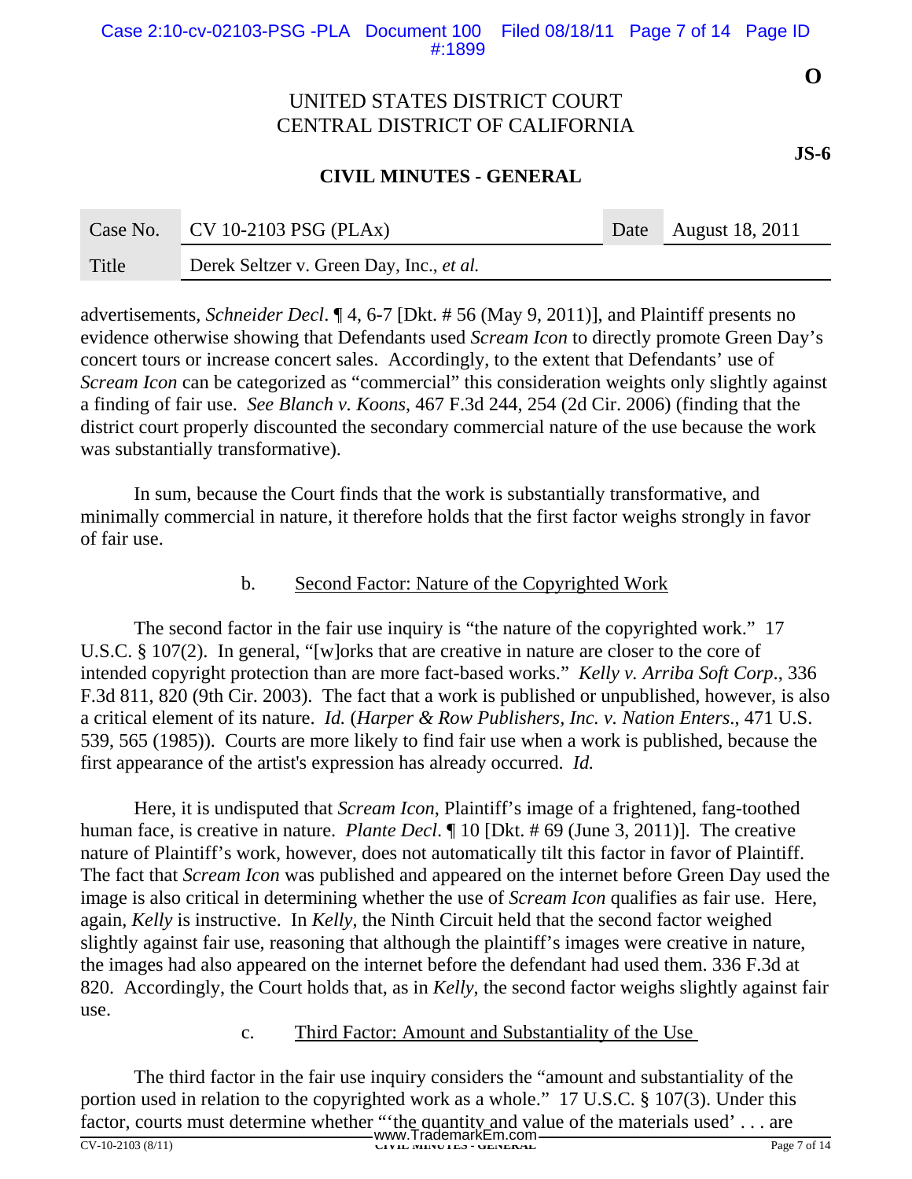advertisements, *Schneider Decl*. ¶ 4, 6-7 [Dkt. # 56 (May 9, 2011)], and Plaintiff presents no evidence otherwise showing that Defendants used *Scream Icon* to directly promote Green Day's concert tours or increase concert sales. Accordingly, to the extent that Defendants' use of *Scream Icon* can be categorized as "commercial" this consideration weights only slightly against a finding of fair use. *See Blanch v. Koons*, 467 F.3d 244, 254 (2d Cir. 2006) (finding that the district court properly discounted the secondary commercial nature of the use because the work was substantially transformative).

In sum, because the Court finds that the work is substantially transformative, and minimally commercial in nature, it therefore holds that the first factor weighs strongly in favor of fair use.

b. Second Factor: Nature of the Copyrighted Work

The second factor in the fair use inquiry is "the nature of the copyrighted work." 17 U.S.C. § 107(2). In general, "[w]orks that are creative in nature are closer to the core of intended copyright protection than are more fact-based works." *Kelly v. Arriba Soft Corp*., 336 F.3d 811, 820 (9th Cir. 2003). The fact that a work is published or unpublished, however, is also a critical element of its nature. *Id.* (*Harper & Row Publishers, Inc. v. Nation Enters*., 471 U.S. 539, 565 (1985)). Courts are more likely to find fair use when a work is published, because the first appearance of the artist's expression has already occurred. *Id.*

Here, it is undisputed that *Scream Icon*, Plaintiff's image of a frightened, fang-toothed human face, is creative in nature. *Plante Decl*. ¶ 10 [Dkt. # 69 (June 3, 2011)]. The creative nature of Plaintiff's work, however, does not automatically tilt this factor in favor of Plaintiff. The fact that *Scream Icon* was published and appeared on the internet before Green Day used the image is also critical in determining whether the use of *Scream Icon* qualifies as fair use. Here, again, *Kelly* is instructive. In *Kelly*, the Ninth Circuit held that the second factor weighed slightly against fair use, reasoning that although the plaintiff's images were creative in nature, the images had also appeared on the internet before the defendant had used them. 336 F.3d at 820. Accordingly, the Court holds that, as in *Kelly*, the second factor weighs slightly against fair use.

c. Third Factor: Amount and Substantiality of the Use

The third factor in the fair use inquiry considers the "amount and substantiality of the portion used in relation to the copyrighted work as a whole." 17 U.S.C. § 107(3). Under this factor, courts must determine whether "'the quantity and value of the materials used' . . . are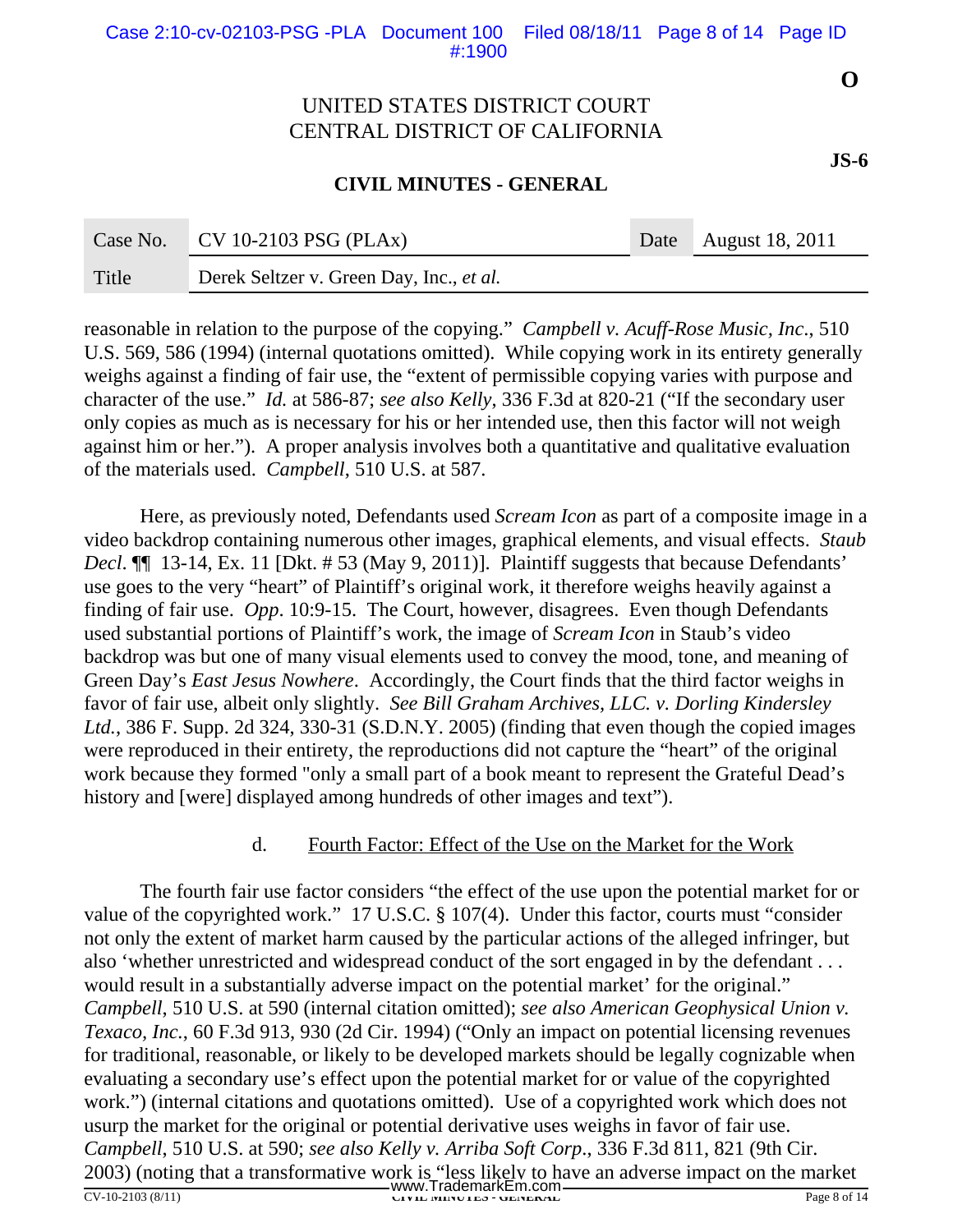reasonable in relation to the purpose of the copying." *Campbell v. Acuff-Rose Music, Inc.*, 510 U.S. 569, 586 (1994) (internal quotations omitted). While copying work in its entirety generally weighs against a finding of fair use, the "extent of permissible copying varies with purpose and character of the use." *Id.* at 586-87; *see also Kelly*, 336 F.3d at 820-21 ("If the secondary user only copies as much as is necessary for his or her intended use, then this factor will not weigh against him or her."). A proper analysis involves both a quantitative and qualitative evaluation of the materials used. *Campbell*, 510 U.S. at 587.

Here, as previously noted, Defendants used *Scream Icon* as part of a composite image in a video backdrop containing numerous other images, graphical elements, and visual effects. *Staub Decl*. ¶¶ 13-14, Ex. 11 [Dkt. # 53 (May 9, 2011)]. Plaintiff suggests that because Defendants' use goes to the very "heart" of Plaintiff's original work, it therefore weighs heavily against a finding of fair use. *Opp*. 10:9-15. The Court, however, disagrees. Even though Defendants used substantial portions of Plaintiff's work, the image of *Scream Icon* in Staub's video backdrop was but one of many visual elements used to convey the mood, tone, and meaning of Green Day's *East Jesus Nowhere*. Accordingly, the Court finds that the third factor weighs in favor of fair use, albeit only slightly. *See Bill Graham Archives, LLC. v. Dorling Kindersley Ltd.*, 386 F. Supp. 2d 324, 330-31 (S.D.N.Y. 2005) (finding that even though the copied images were reproduced in their entirety, the reproductions did not capture the "heart" of the original work because they formed "only a small part of a book meant to represent the Grateful Dead's history and [were] displayed among hundreds of other images and text").

d. Fourth Factor: Effect of the Use on the Market for the Work

The fourth fair use factor considers "the effect of the use upon the potential market for or value of the copyrighted work." 17 U.S.C. § 107(4). Under this factor, courts must "consider not only the extent of market harm caused by the particular actions of the alleged infringer, but also 'whether unrestricted and widespread conduct of the sort engaged in by the defendant . . . would result in a substantially adverse impact on the potential market' for the original." *Campbell*, 510 U.S. at 590 (internal citation omitted); *see also American Geophysical Union v. Texaco, Inc.*, 60 F.3d 913, 930 (2d Cir. 1994) ("Only an impact on potential licensing revenues for traditional, reasonable, or likely to be developed markets should be legally cognizable when evaluating a secondary use's effect upon the potential market for or value of the copyrighted work.") (internal citations and quotations omitted). Use of a copyrighted work which does not usurp the market for the original or potential derivative uses weighs in favor of fair use. *Campbell*, 510 U.S. at 590; *see also Kelly v. Arriba Soft Corp*., 336 F.3d 811, 821 (9th Cir. 2003) (noting that a transformative work is "less likely to have an adverse impact on the market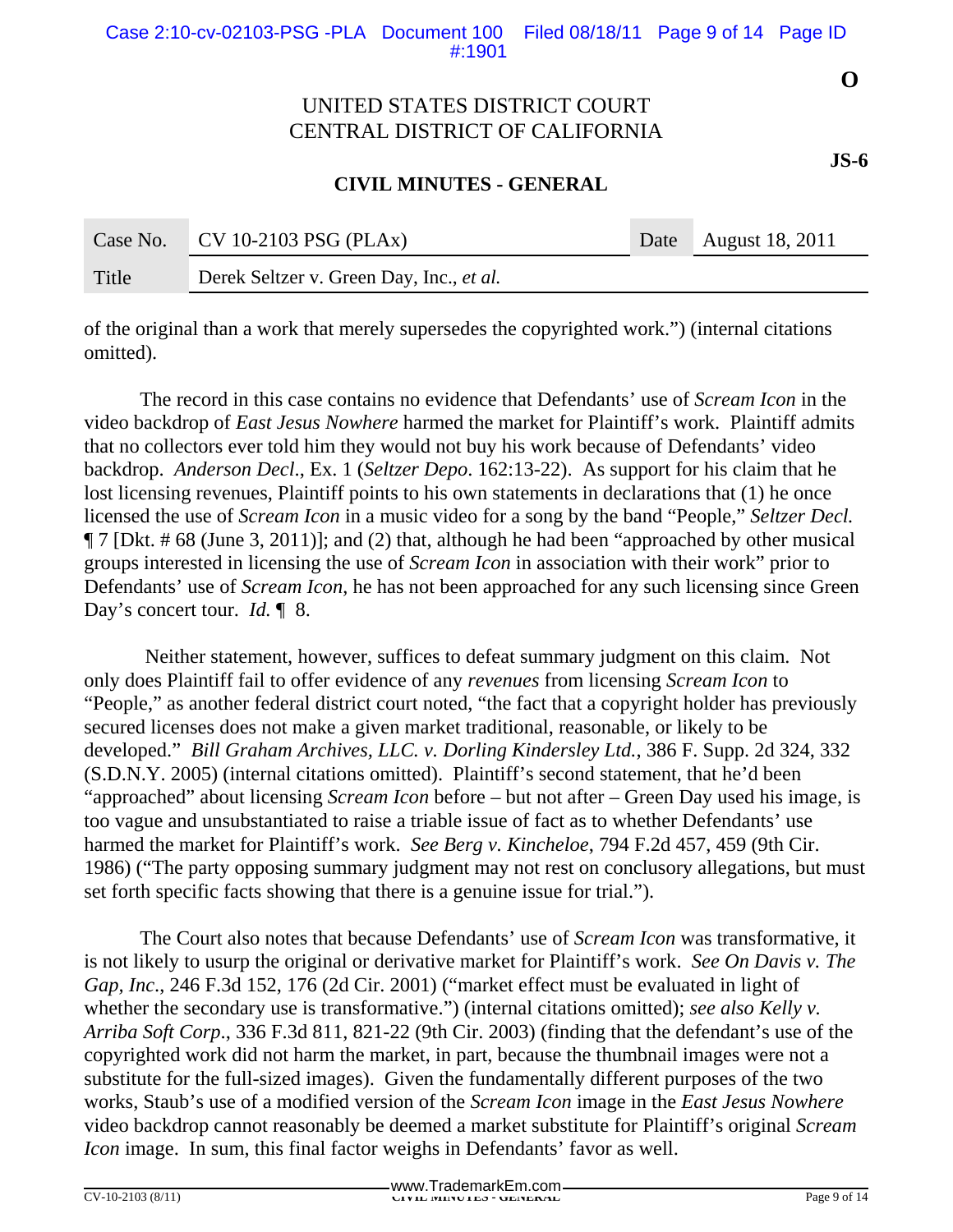of the original than a work that merely supersedes the copyrighted work.") (internal citations omitted).

The record in this case contains no evidence that Defendants' use of *Scream Icon* in the video backdrop of *East Jesus Nowhere* harmed the market for Plaintiff's work. Plaintiff admits that no collectors ever told him they would not buy his work because of Defendants' video backdrop. *Anderson Decl*., Ex. 1 (*Seltzer Depo*. 162:13-22). As support for his claim that he lost licensing revenues, Plaintiff points to his own statements in declarations that (1) he once licensed the use of *Scream Icon* in a music video for a song by the band "People," *Seltzer Decl.* ¶ 7 [Dkt. # 68 (June 3, 2011)]; and (2) that, although he had been "approached by other musical groups interested in licensing the use of *Scream Icon* in association with their work" prior to Defendants' use of *Scream Icon*, he has not been approached for any such licensing since Green Day's concert tour. *Id.* ¶ 8.

Neither statement, however, suffices to defeat summary judgment on this claim. Not only does Plaintiff fail to offer evidence of any *revenues* from licensing *Scream Icon* to "People," as another federal district court noted, "the fact that a copyright holder has previously secured licenses does not make a given market traditional, reasonable, or likely to be developed." *Bill Graham Archives, LLC. v. Dorling Kindersley Ltd.*, 386 F. Supp. 2d 324, 332 (S.D.N.Y. 2005) (internal citations omitted). Plaintiff's second statement, that he'd been "approached" about licensing *Scream Icon* before – but not after – Green Day used his image, is too vague and unsubstantiated to raise a triable issue of fact as to whether Defendants' use harmed the market for Plaintiff's work. *See Berg v. Kincheloe*, 794 F.2d 457, 459 (9th Cir. 1986) ("The party opposing summary judgment may not rest on conclusory allegations, but must set forth specific facts showing that there is a genuine issue for trial.").

The Court also notes that because Defendants' use of *Scream Icon* was transformative, it is not likely to usurp the original or derivative market for Plaintiff's work. *See On Davis v. The Gap, Inc*., 246 F.3d 152, 176 (2d Cir. 2001) ("market effect must be evaluated in light of whether the secondary use is transformative.") (internal citations omitted); *see also Kelly v. Arriba Soft Corp*., 336 F.3d 811, 821-22 (9th Cir. 2003) (finding that the defendant's use of the copyrighted work did not harm the market, in part, because the thumbnail images were not a substitute for the full-sized images). Given the fundamentally different purposes of the two works, Staub's use of a modified version of the *Scream Icon* image in the *East Jesus Nowhere* video backdrop cannot reasonably be deemed a market substitute for Plaintiff's original *Scream Icon* image. In sum, this final factor weighs in Defendants' favor as well.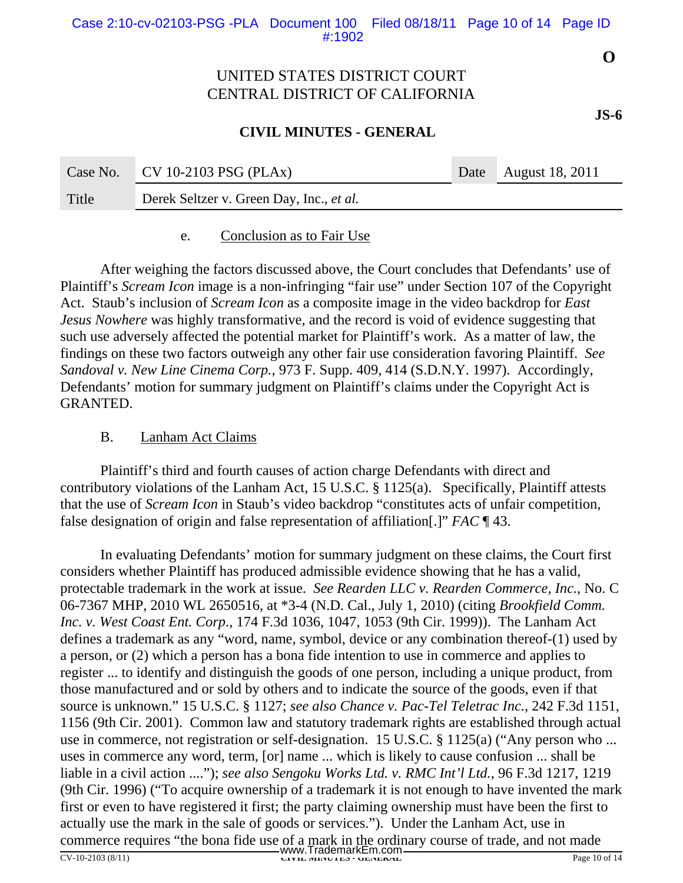e. Conclusion as to Fair Use

After weighing the factors discussed above, the Court concludes that Defendants' use of Plaintiff's *Scream Icon* image is a non-infringing "fair use" under Section 107 of the Copyright Act. Staub's inclusion of *Scream Icon* as a composite image in the video backdrop for *East Jesus Nowhere* was highly transformative, and the record is void of evidence suggesting that such use adversely affected the potential market for Plaintiff's work. As a matter of law, the findings on these two factors outweigh any other fair use consideration favoring Plaintiff. *See Sandoval v. New Line Cinema Corp.*, 973 F. Supp. 409, 414 (S.D.N.Y. 1997). Accordingly, Defendants' motion for summary judgment on Plaintiff's claims under the Copyright Act is GRANTED.

B. Lanham Act Claims

Plaintiff's third and fourth causes of action charge Defendants with direct and contributory violations of the Lanham Act, 15 U.S.C. § 1125(a). Specifically, Plaintiff attests that the use of *Scream Icon* in Staub's video backdrop "constitutes acts of unfair competition, false designation of origin and false representation of affiliation[.]" *FAC* ¶ 43.

In evaluating Defendants' motion for summary judgment on these claims, the Court first considers whether Plaintiff has produced admissible evidence showing that he has a valid, protectable trademark in the work at issue. *See Rearden LLC v. Rearden Commerce, Inc.*, No. C 06-7367 MHP, 2010 WL 2650516, at *3-4 (N.D. Cal., July 1, 2010) (citing *Brookfield Comm. Inc. v. West Coast Ent. Corp*., 174 F.3d 1036, 1047, 1053 (9th Cir. 1999)). The Lanham Act defines a trademark as any "word, name, symbol, device or any combination thereof-(1) used by a person, or (2) which a person has a bona fide intention to use in commerce and applies to register ... to identify and distinguish the goods of one person, including a unique product, from those manufactured and or sold by others and to indicate the source of the goods, even if that source is unknown." 15 U.S.C. § 1127; *see also Chance v. Pac-Tel Teletrac Inc.*, 242 F.3d 1151, 1156 (9th Cir. 2001). Common law and statutory trademark rights are established through actual use in commerce, not registration or self-designation. 15 U.S.C. § 1125(a) ("Any person who ... uses in commerce any word, term, [or] name ... which is likely to cause confusion ... shall be liable in a civil action ...."); *see also Sengoku Works Ltd. v. RMC Int'l Ltd.*, 96 F.3d 1217, 1219 (9th Cir. 1996) ("To acquire ownership of a trademark it is not enough to have invented the mark first or even to have registered it first; the party claiming ownership must have been the first to actually use the mark in the sale of goods or services."). Under the Lanham Act, use in commerce requires "the bona fide use of a mark in the ordinary course of trade, and not made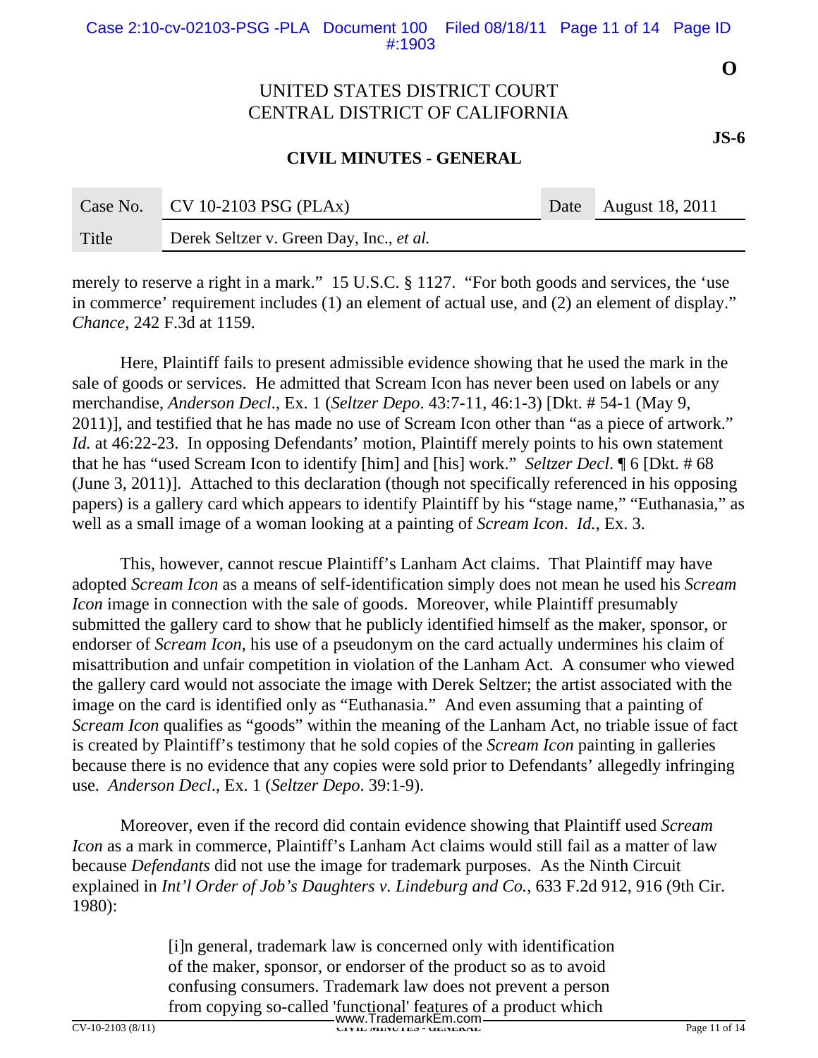merely to reserve a right in a mark." 15 U.S.C. § 1127. "For both goods and services, the 'use in commerce' requirement includes (1) an element of actual use, and (2) an element of display." *Chance*, 242 F.3d at 1159.

Here, Plaintiff fails to present admissible evidence showing that he used the mark in the sale of goods or services. He admitted that Scream Icon has never been used on labels or any merchandise, *Anderson Decl*., Ex. 1 (*Seltzer Depo*. 43:7-11, 46:1-3) [Dkt. # 54-1 (May 9, 2011)], and testified that he has made no use of Scream Icon other than "as a piece of artwork." *Id.* at 46:22-23. In opposing Defendants' motion, Plaintiff merely points to his own statement that he has "used Scream Icon to identify [him] and [his] work." *Seltzer Decl*. ¶ 6 [Dkt. # 68 (June 3, 2011)]. Attached to this declaration (though not specifically referenced in his opposing papers) is a gallery card which appears to identify Plaintiff by his "stage name," "Euthanasia," as well as a small image of a woman looking at a painting of *Scream Icon*. *Id.*, Ex. 3.

This, however, cannot rescue Plaintiff's Lanham Act claims. That Plaintiff may have adopted *Scream Icon* as a means of self-identification simply does not mean he used his *Scream Icon* image in connection with the sale of goods. Moreover, while Plaintiff presumably submitted the gallery card to show that he publicly identified himself as the maker, sponsor, or endorser of *Scream Icon*, his use of a pseudonym on the card actually undermines his claim of misattribution and unfair competition in violation of the Lanham Act. A consumer who viewed the gallery card would not associate the image with Derek Seltzer; the artist associated with the image on the card is identified only as "Euthanasia." And even assuming that a painting of *Scream Icon* qualifies as "goods" within the meaning of the Lanham Act, no triable issue of fact is created by Plaintiff's testimony that he sold copies of the *Scream Icon* painting in galleries because there is no evidence that any copies were sold prior to Defendants' allegedly infringing use. *Anderson Decl*., Ex. 1 (*Seltzer Depo*. 39:1-9).

Moreover, even if the record did contain evidence showing that Plaintiff used *Scream Icon* as a mark in commerce, Plaintiff's Lanham Act claims would still fail as a matter of law because *Defendants* did not use the image for trademark purposes. As the Ninth Circuit explained in *Int'l Order of Job's Daughters v. Lindeburg and Co.*, 633 F.2d 912, 916 (9th Cir. 1980):

> [i]n general, trademark law is concerned only with identification of the maker, sponsor, or endorser of the product so as to avoid confusing consumers. Trademark law does not prevent a person from copying so-called 'functional' features of a product which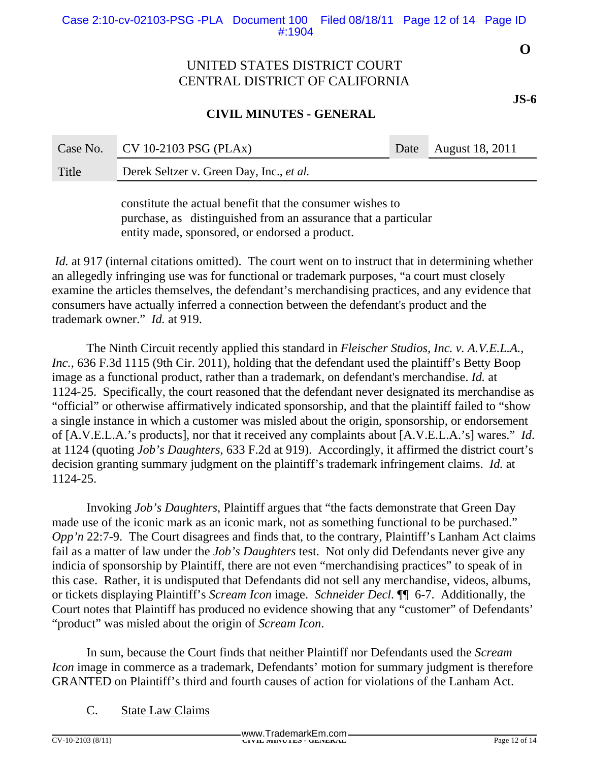constitute the actual benefit that the consumer wishes to purchase, as distinguished from an assurance that a particular entity made, sponsored, or endorsed a product.

*Id.* at 917 (internal citations omitted). The court went on to instruct that in determining whether an allegedly infringing use was for functional or trademark purposes, "a court must closely examine the articles themselves, the defendant's merchandising practices, and any evidence that consumers have actually inferred a connection between the defendant's product and the trademark owner." *Id.* at 919.

The Ninth Circuit recently applied this standard in *Fleischer Studios, Inc. v. A.V.E.L.A., Inc.*, 636 F.3d 1115 (9th Cir. 2011), holding that the defendant used the plaintiff's Betty Boop image as a functional product, rather than a trademark, on defendant's merchandise. *Id.* at 1124-25. Specifically, the court reasoned that the defendant never designated its merchandise as "official" or otherwise affirmatively indicated sponsorship, and that the plaintiff failed to "show a single instance in which a customer was misled about the origin, sponsorship, or endorsement of [A.V.E.L.A.'s products], nor that it received any complaints about [A.V.E.L.A.'s] wares." *Id.* at 1124 (quoting *Job's Daughters*, 633 F.2d at 919). Accordingly, it affirmed the district court's decision granting summary judgment on the plaintiff's trademark infringement claims. *Id.* at 1124-25.

Invoking *Job's Daughters*, Plaintiff argues that "the facts demonstrate that Green Day made use of the iconic mark as an iconic mark, not as something functional to be purchased." *Opp'n* 22:7-9. The Court disagrees and finds that, to the contrary, Plaintiff's Lanham Act claims fail as a matter of law under the *Job's Daughters* test. Not only did Defendants never give any indicia of sponsorship by Plaintiff, there are not even "merchandising practices" to speak of in this case. Rather, it is undisputed that Defendants did not sell any merchandise, videos, albums, or tickets displaying Plaintiff's *Scream Icon* image. *Schneider Decl.* ¶¶ 6-7. Additionally, the Court notes that Plaintiff has produced no evidence showing that any "customer" of Defendants' "product" was misled about the origin of *Scream Icon*.

In sum, because the Court finds that neither Plaintiff nor Defendants used the *Scream Icon* image in commerce as a trademark, Defendants' motion for summary judgment is therefore GRANTED on Plaintiff's third and fourth causes of action for violations of the Lanham Act.

C. State Law Claims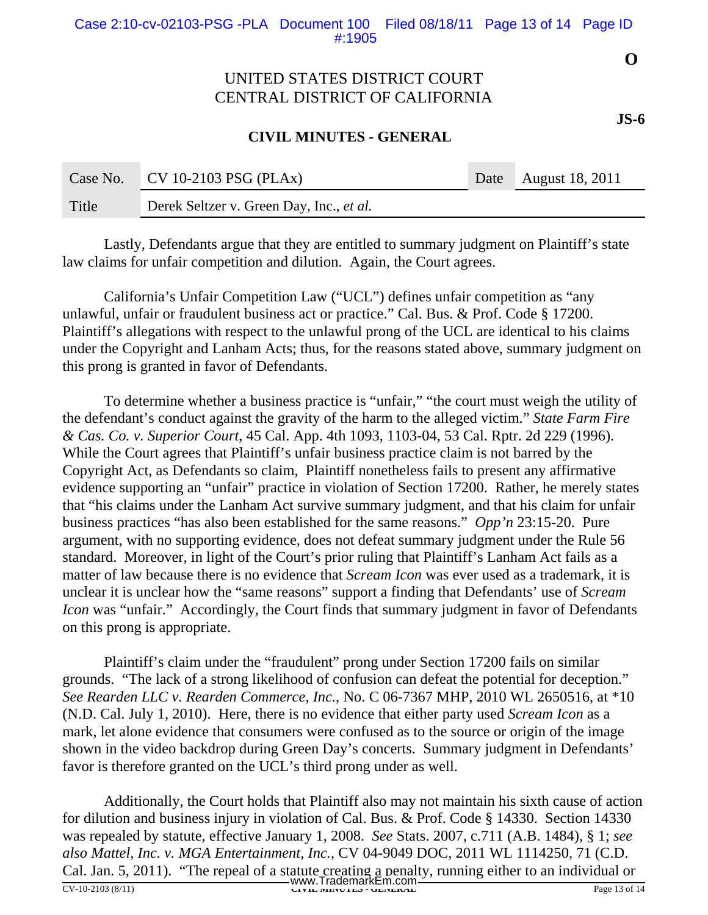Lastly, Defendants argue that they are entitled to summary judgment on Plaintiff's state law claims for unfair competition and dilution. Again, the Court agrees.

California's Unfair Competition Law ("UCL") defines unfair competition as "any unlawful, unfair or fraudulent business act or practice." Cal. Bus. & Prof. Code § 17200. Plaintiff's allegations with respect to the unlawful prong of the UCL are identical to his claims under the Copyright and Lanham Acts; thus, for the reasons stated above, summary judgment on this prong is granted in favor of Defendants.

To determine whether a business practice is "unfair," "the court must weigh the utility of the defendant's conduct against the gravity of the harm to the alleged victim." *State Farm Fire & Cas. Co. v. Superior Court*, 45 Cal. App. 4th 1093, 1103-04, 53 Cal. Rptr. 2d 229 (1996). While the Court agrees that Plaintiff's unfair business practice claim is not barred by the Copyright Act, as Defendants so claim, Plaintiff nonetheless fails to present any affirmative evidence supporting an "unfair" practice in violation of Section 17200. Rather, he merely states that "his claims under the Lanham Act survive summary judgment, and that his claim for unfair business practices "has also been established for the same reasons." *Opp'n* 23:15-20. Pure argument, with no supporting evidence, does not defeat summary judgment under the Rule 56 standard. Moreover, in light of the Court's prior ruling that Plaintiff's Lanham Act fails as a matter of law because there is no evidence that *Scream Icon* was ever used as a trademark, it is unclear it is unclear how the "same reasons" support a finding that Defendants' use of *Scream Icon* was "unfair." Accordingly, the Court finds that summary judgment in favor of Defendants on this prong is appropriate.

Plaintiff's claim under the "fraudulent" prong under Section 17200 fails on similar grounds. "The lack of a strong likelihood of confusion can defeat the potential for deception." *See Rearden LLC v. Rearden Commerce, Inc.*, No. C 06-7367 MHP, 2010 WL 2650516, at *10 (N.D. Cal. July 1, 2010). Here, there is no evidence that either party used *Scream Icon* as a mark, let alone evidence that consumers were confused as to the source or origin of the image shown in the video backdrop during Green Day's concerts. Summary judgment in Defendants' favor is therefore granted on the UCL's third prong under as well.

Additionally, the Court holds that Plaintiff also may not maintain his sixth cause of action for dilution and business injury in violation of Cal. Bus. & Prof. Code § 14330. Section 14330 was repealed by statute, effective January 1, 2008. *See* Stats. 2007, c.711 (A.B. 1484), § 1; *see also Mattel, Inc. v. MGA Entertainment, Inc.*, CV 04-9049 DOC, 2011 WL 1114250, 71 (C.D. Cal. Jan. 5, 2011). "The repeal of a statute creating a penalty, running either to an individual or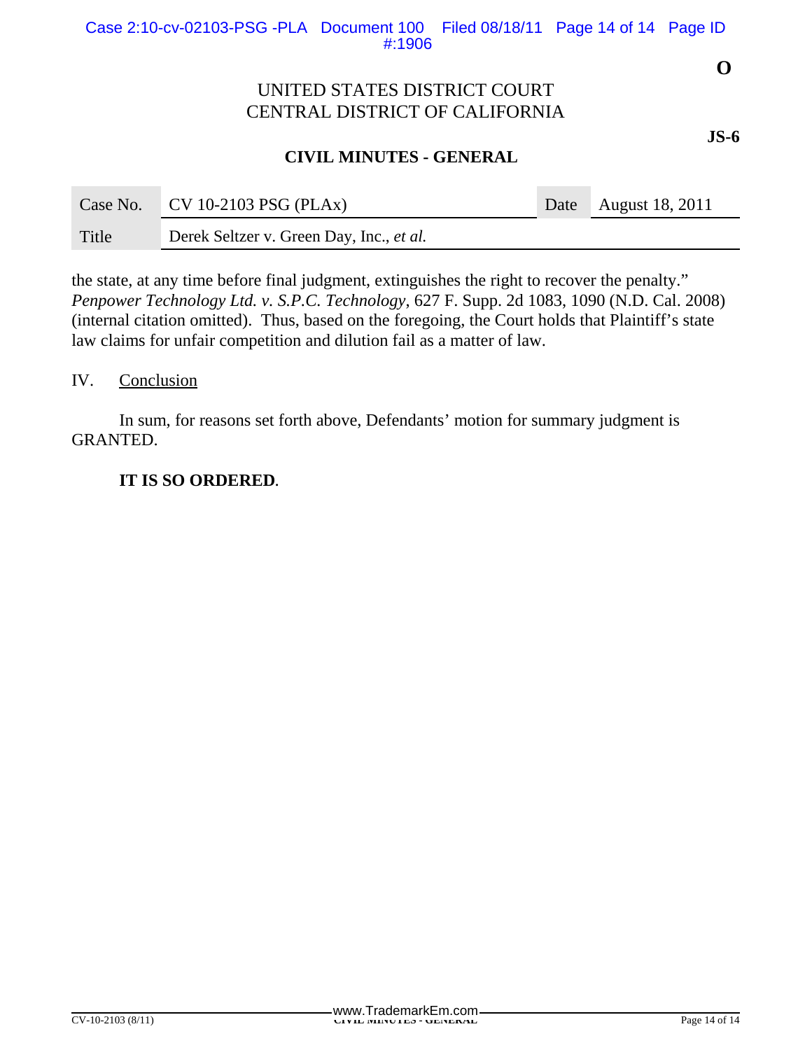the state, at any time before final judgment, extinguishes the right to recover the penalty." *Penpower Technology Ltd. v. S.P.C. Technology*, 627 F. Supp. 2d 1083, 1090 (N.D. Cal. 2008) (internal citation omitted). Thus, based on the foregoing, the Court holds that Plaintiff's state law claims for unfair competition and dilution fail as a matter of law.

## IV. Conclusion

In sum, for reasons set forth above, Defendants' motion for summary judgment is GRANTED.

**IT IS SO ORDERED**.